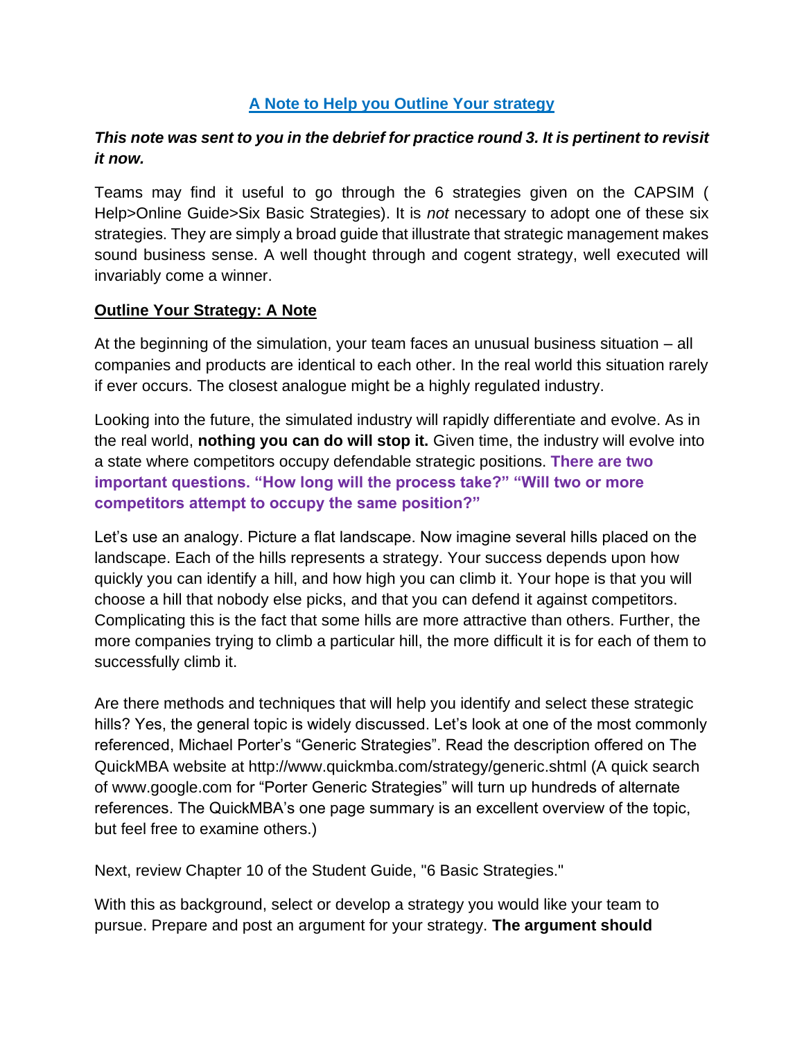## A Note to Help you Outline Your strategy

***This note was sent to you in the debrief for practice round 3. It is pertinent to revisit it now.***

Teams may find it useful to go through the 6 strategies given on the CAPSIM ( Help>Online Guide>Six Basic Strategies). It is *not* necessary to adopt one of these six strategies. They are simply a broad guide that illustrate that strategic management makes sound business sense. A well thought through and cogent strategy, well executed will invariably come a winner.

**Outline Your Strategy: A Note**

At the beginning of the simulation, your team faces an unusual business situation – all companies and products are identical to each other. In the real world this situation rarely if ever occurs. The closest analogue might be a highly regulated industry.

Looking into the future, the simulated industry will rapidly differentiate and evolve. As in the real world, **nothing you can do will stop it.** Given time, the industry will evolve into a state where competitors occupy defendable strategic positions. **There are two important questions. "How long will the process take?" "Will two or more competitors attempt to occupy the same position?"**

Let's use an analogy. Picture a flat landscape. Now imagine several hills placed on the landscape. Each of the hills represents a strategy. Your success depends upon how quickly you can identify a hill, and how high you can climb it. Your hope is that you will choose a hill that nobody else picks, and that you can defend it against competitors. Complicating this is the fact that some hills are more attractive than others. Further, the more companies trying to climb a particular hill, the more difficult it is for each of them to successfully climb it.

Are there methods and techniques that will help you identify and select these strategic hills? Yes, the general topic is widely discussed. Let's look at one of the most commonly referenced, Michael Porter's "Generic Strategies". Read the description offered on The QuickMBA website at http://www.quickmba.com/strategy/generic.shtml (A quick search of www.google.com for "Porter Generic Strategies" will turn up hundreds of alternate references. The QuickMBA's one page summary is an excellent overview of the topic, but feel free to examine others.)

Next, review Chapter 10 of the Student Guide, "6 Basic Strategies."

With this as background, select or develop a strategy you would like your team to pursue. Prepare and post an argument for your strategy. **The argument should**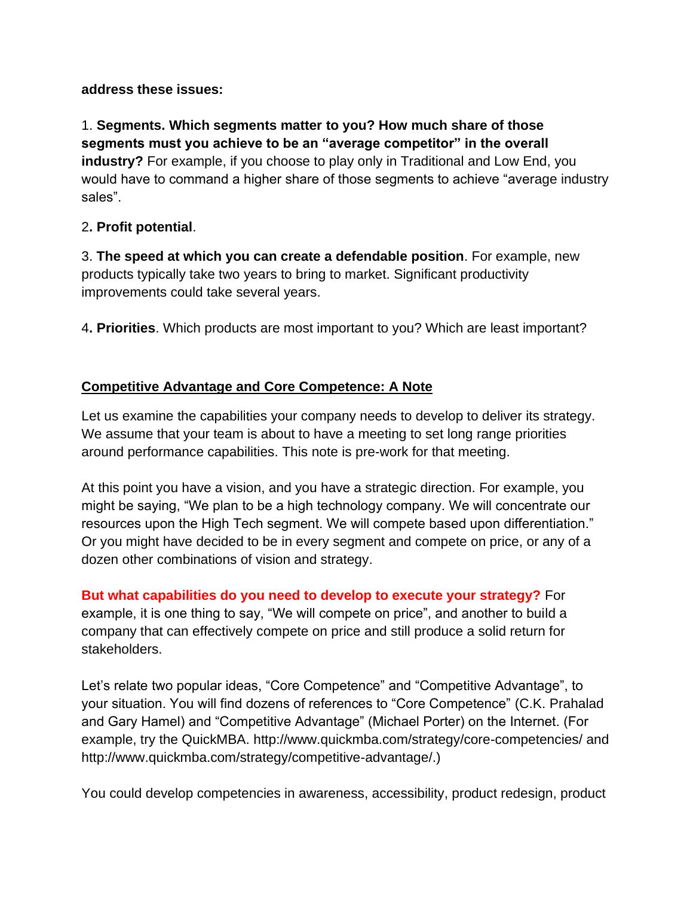**address these issues:**

1. **Segments. Which segments matter to you? How much share of those segments must you achieve to be an "average competitor" in the overall industry?** For example, if you choose to play only in Traditional and Low End, you would have to command a higher share of those segments to achieve "average industry sales".

2**. Profit potential**.

3. **The speed at which you can create a defendable position**. For example, new products typically take two years to bring to market. Significant productivity improvements could take several years.

4**. Priorities**. Which products are most important to you? Which are least important?

## Competitive Advantage and Core Competence: A Note

Let us examine the capabilities your company needs to develop to deliver its strategy. We assume that your team is about to have a meeting to set long range priorities around performance capabilities. This note is pre-work for that meeting.

At this point you have a vision, and you have a strategic direction. For example, you might be saying, "We plan to be a high technology company. We will concentrate our resources upon the High Tech segment. We will compete based upon differentiation." Or you might have decided to be in every segment and compete on price, or any of a dozen other combinations of vision and strategy.

**But what capabilities do you need to develop to execute your strategy?** For example, it is one thing to say, "We will compete on price", and another to build a company that can effectively compete on price and still produce a solid return for stakeholders.

Let's relate two popular ideas, "Core Competence" and "Competitive Advantage", to your situation. You will find dozens of references to "Core Competence" (C.K. Prahalad and Gary Hamel) and "Competitive Advantage" (Michael Porter) on the Internet. (For example, try the QuickMBA. http://www.quickmba.com/strategy/core-competencies/ and http://www.quickmba.com/strategy/competitive-advantage/.)

You could develop competencies in awareness, accessibility, product redesign, product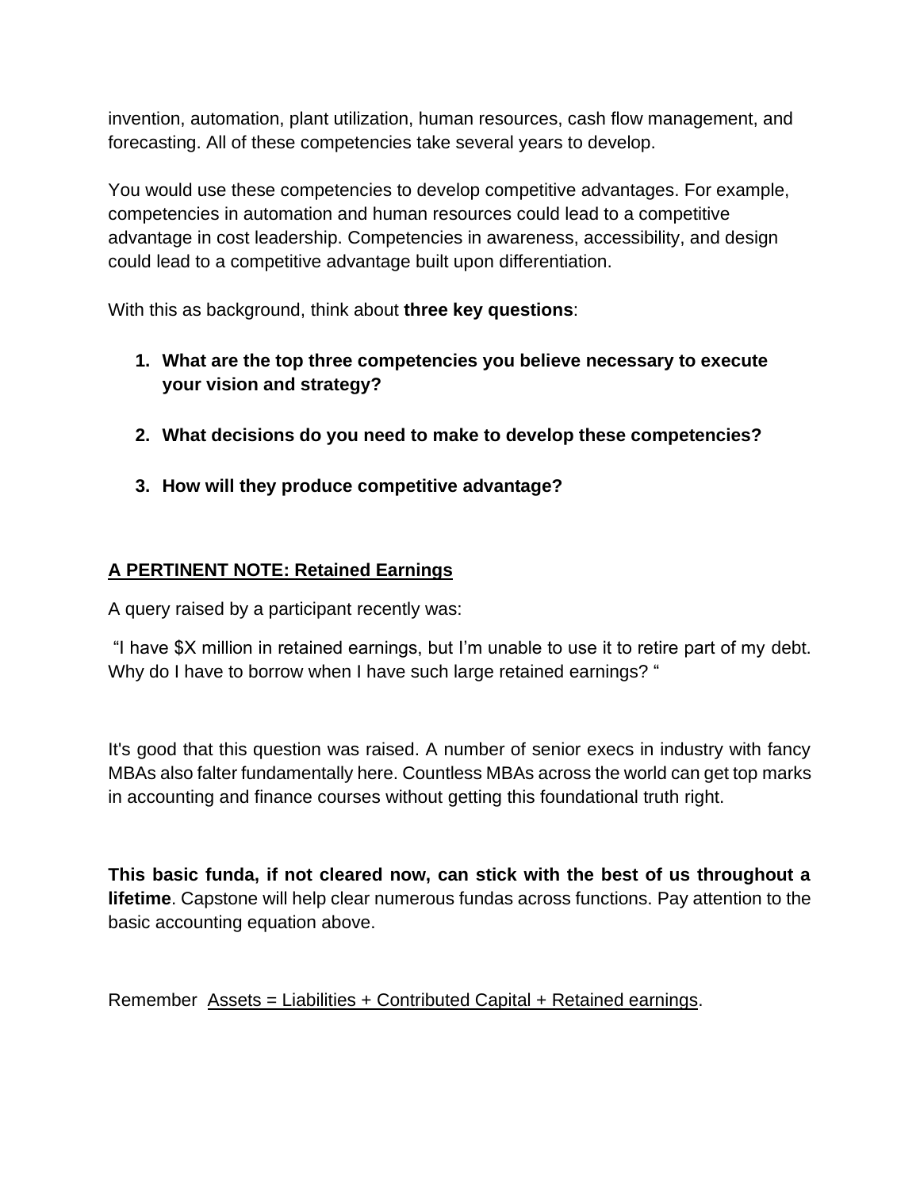invention, automation, plant utilization, human resources, cash flow management, and forecasting. All of these competencies take several years to develop.

You would use these competencies to develop competitive advantages. For example, competencies in automation and human resources could lead to a competitive advantage in cost leadership. Competencies in awareness, accessibility, and design could lead to a competitive advantage built upon differentiation.

With this as background, think about **three key questions**:

1. **What are the top three competencies you believe necessary to execute your vision and strategy?**

2. **What decisions do you need to make to develop these competencies?**

3. **How will they produce competitive advantage?**

**A PERTINENT NOTE: Retained Earnings**

A query raised by a participant recently was:

"I have $X million in retained earnings, but I'm unable to use it to retire part of my debt. Why do I have to borrow when I have such large retained earnings? "

It's good that this question was raised. A number of senior execs in industry with fancy MBAs also falter fundamentally here. Countless MBAs across the world can get top marks in accounting and finance courses without getting this foundational truth right.

**This basic funda, if not cleared now, can stick with the best of us throughout a lifetime**. Capstone will help clear numerous fundas across functions. Pay attention to the basic accounting equation above.

Remember Assets = Liabilities + Contributed Capital + Retained earnings.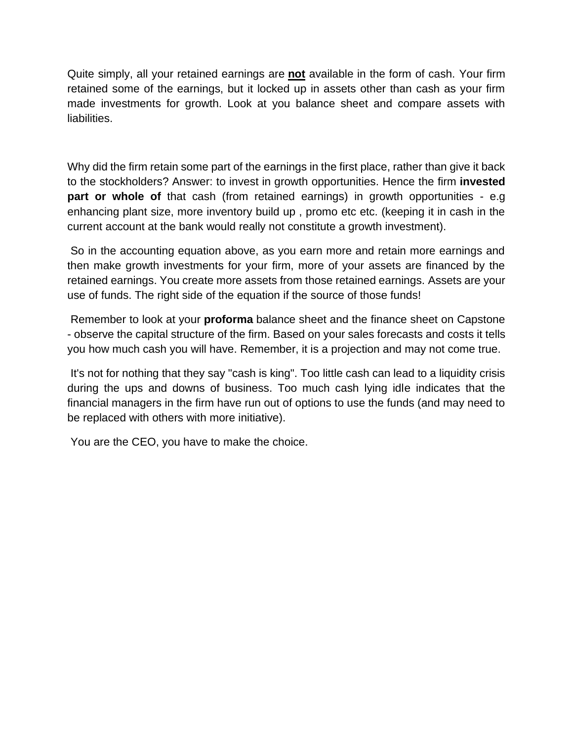Quite simply, all your retained earnings are **<u>not</u>** available in the form of cash. Your firm retained some of the earnings, but it locked up in assets other than cash as your firm made investments for growth. Look at you balance sheet and compare assets with liabilities.

Why did the firm retain some part of the earnings in the first place, rather than give it back to the stockholders? Answer: to invest in growth opportunities. Hence the firm **invested part or whole of** that cash (from retained earnings) in growth opportunities - e.g enhancing plant size, more inventory build up , promo etc etc. (keeping it in cash in the current account at the bank would really not constitute a growth investment).

So in the accounting equation above, as you earn more and retain more earnings and then make growth investments for your firm, more of your assets are financed by the retained earnings. You create more assets from those retained earnings. Assets are your use of funds. The right side of the equation if the source of those funds!

Remember to look at your **proforma** balance sheet and the finance sheet on Capstone - observe the capital structure of the firm. Based on your sales forecasts and costs it tells you how much cash you will have. Remember, it is a projection and may not come true.

It's not for nothing that they say "cash is king". Too little cash can lead to a liquidity crisis during the ups and downs of business. Too much cash lying idle indicates that the financial managers in the firm have run out of options to use the funds (and may need to be replaced with others with more initiative).

You are the CEO, you have to make the choice.